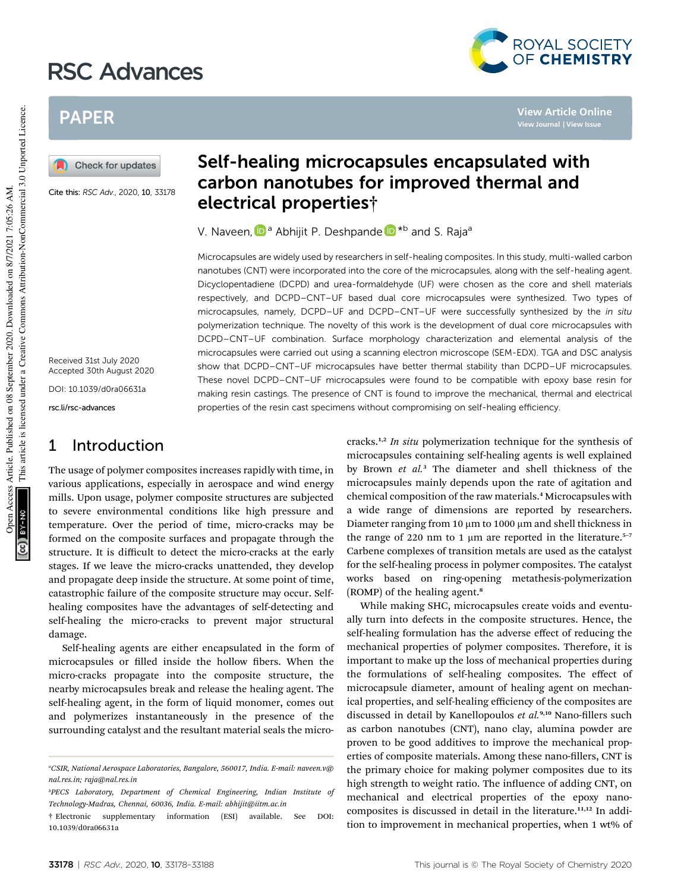# Self-healing microcapsules encapsulated with carbon nanotubes for improved thermal and electrical properties†

V. Naveen,[a] Abhijit P. Deshpande*[b] and S. Raja[a]

Cite this: *RSC Adv.*, 2020, 10, 33178

Received 31st July 2020
Accepted 30th August 2020

DOI: 10.1039/d0ra06631a

rsc.li/rsc-advances

Microcapsules are widely used by researchers in self-healing composites. In this study, multi-walled carbon nanotubes (CNT) were incorporated into the core of the microcapsules, along with the self-healing agent. Dicyclopentadiene (DCPD) and urea-formaldehyde (UF) were chosen as the core and shell materials respectively, and DCPD–CNT–UF based dual core microcapsules were synthesized. Two types of microcapsules, namely, DCPD–UF and DCPD–CNT–UF were successfully synthesized by the *in situ* polymerization technique. The novelty of this work is the development of dual core microcapsules with DCPD–CNT–UF combination. Surface morphology characterization and elemental analysis of the microcapsules were carried out using a scanning electron microscope (SEM-EDX). TGA and DSC analysis show that DCPD–CNT–UF microcapsules have better thermal stability than DCPD–UF microcapsules. These novel DCPD–CNT–UF microcapsules were found to be compatible with epoxy base resin for making resin castings. The presence of CNT is found to improve the mechanical, thermal and electrical properties of the resin cast specimens without compromising on self-healing efficiency.

## 1 Introduction

The usage of polymer composites increases rapidly with time, in various applications, especially in aerospace and wind energy mills. Upon usage, polymer composite structures are subjected to severe environmental conditions like high pressure and temperature. Over the period of time, micro-cracks may be formed on the composite surfaces and propagate through the structure. It is difficult to detect the micro-cracks at the early stages. If we leave the micro-cracks unattended, they develop and propagate deep inside the structure. At some point of time, catastrophic failure of the composite structure may occur. Self-healing composites have the advantages of self-detecting and self-healing the micro-cracks to prevent major structural damage.

Self-healing agents are either encapsulated in the form of microcapsules or filled inside the hollow fibers. When the micro-cracks propagate into the composite structure, the nearby microcapsules break and release the healing agent. The self-healing agent, in the form of liquid monomer, comes out and polymerizes instantaneously in the presence of the surrounding catalyst and the resultant material seals the micro-cracks.[1,2] *In situ* polymerization technique for the synthesis of microcapsules containing self-healing agents is well explained by Brown *et al.*[3] The diameter and shell thickness of the microcapsules mainly depends upon the rate of agitation and chemical composition of the raw materials.[4] Microcapsules with a wide range of dimensions are reported by researchers. Diameter ranging from 10 µm to 1000 µm and shell thickness in the range of 220 nm to 1 µm are reported in the literature.[5–7] Carbene complexes of transition metals are used as the catalyst for the self-healing process in polymer composites. The catalyst works based on ring-opening metathesis-polymerization (ROMP) of the healing agent.[8]

While making SHC, microcapsules create voids and eventually turn into defects in the composite structures. Hence, the self-healing formulation has the adverse effect of reducing the mechanical properties of polymer composites. Therefore, it is important to make up the loss of mechanical properties during the formulations of self-healing composites. The effect of microcapsule diameter, amount of healing agent on mechanical properties, and self-healing efficiency of the composites are discussed in detail by Kanellopoulos *et al.*[9,10] Nano-fillers such as carbon nanotubes (CNT), nano clay, alumina powder are proven to be good additives to improve the mechanical properties of composite materials. Among these nano-fillers, CNT is the primary choice for making polymer composites due to its high strength to weight ratio. The influence of adding CNT, on mechanical and electrical properties of the epoxy nanocomposites is discussed in detail in the literature.[11,12] In addition to improvement in mechanical properties, when 1 wt% of

---

[a] CSIR, National Aerospace Laboratories, Bangalore, 560017, India. E-mail: naveen.v@nal.res.in; raja@nal.res.in

[b] PECS Laboratory, Department of Chemical Engineering, Indian Institute of Technology-Madras, Chennai, 60036, India. E-mail: abhijit@iitm.ac.in

† Electronic supplementary information (ESI) available. See DOI: 10.1039/d0ra06631a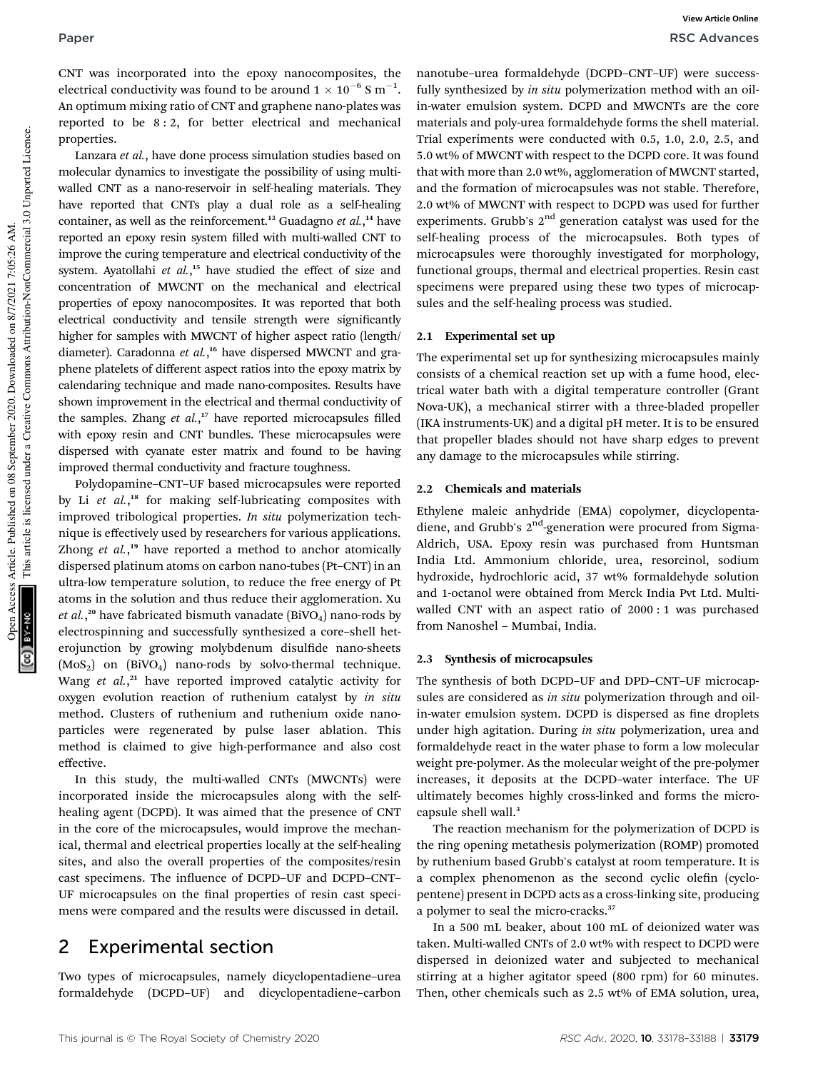CNT was incorporated into the epoxy nanocomposites, the electrical conductivity was found to be around $1 \times 10^{-6}$ S $m^{-1}$. An optimum mixing ratio of CNT and graphene nano-plates was reported to be 8 : 2, for better electrical and mechanical properties.

Lanzara *et al.*, have done process simulation studies based on molecular dynamics to investigate the possibility of using multi-walled CNT as a nano-reservoir in self-healing materials. They have reported that CNTs play a dual role as a self-healing container, as well as the reinforcement.[13] Guadagno *et al.*,[14] have reported an epoxy resin system filled with multi-walled CNT to improve the curing temperature and electrical conductivity of the system. Ayatollahi *et al.*,[15] have studied the effect of size and concentration of MWCNT on the mechanical and electrical properties of epoxy nanocomposites. It was reported that both electrical conductivity and tensile strength were significantly higher for samples with MWCNT of higher aspect ratio (length/diameter). Caradonna *et al.*,[16] have dispersed MWCNT and graphene platelets of different aspect ratios into the epoxy matrix by calendaring technique and made nano-composites. Results have shown improvement in the electrical and thermal conductivity of the samples. Zhang *et al.*,[17] have reported microcapsules filled with epoxy resin and CNT bundles. These microcapsules were dispersed with cyanate ester matrix and found to be having improved thermal conductivity and fracture toughness.

Polydopamine–CNT–UF based microcapsules were reported by Li *et al.*,[18] for making self-lubricating composites with improved tribological properties. *In situ* polymerization technique is effectively used by researchers for various applications. Zhong *et al.*,[19] have reported a method to anchor atomically dispersed platinum atoms on carbon nano-tubes (Pt–CNT) in an ultra-low temperature solution, to reduce the free energy of Pt atoms in the solution and thus reduce their agglomeration. Xu *et al.*,[20] have fabricated bismuth vanadate ($BiVO_4$) nano-rods by electrospinning and successfully synthesized a core–shell heterojunction by growing molybdenum disulfide nano-sheets ($MoS_2$) on ($BiVO_4$) nano-rods by solvo-thermal technique. Wang *et al.*,[21] have reported improved catalytic activity for oxygen evolution reaction of ruthenium catalyst by *in situ* method. Clusters of ruthenium and ruthenium oxide nanoparticles were regenerated by pulse laser ablation. This method is claimed to give high-performance and also cost effective.

In this study, the multi-walled CNTs (MWCNTs) were incorporated inside the microcapsules along with the self-healing agent (DCPD). It was aimed that the presence of CNT in the core of the microcapsules, would improve the mechanical, thermal and electrical properties locally at the self-healing sites, and also the overall properties of the composites/resin cast specimens. The influence of DCPD–UF and DCPD–CNT–UF microcapsules on the final properties of resin cast specimens were compared and the results were discussed in detail.

## 2 Experimental section

Two types of microcapsules, namely dicyclopentadiene–urea formaldehyde (DCPD–UF) and dicyclopentadiene–carbon nanotube–urea formaldehyde (DCPD–CNT–UF) were successfully synthesized by *in situ* polymerization method with an oil-in-water emulsion system. DCPD and MWCNTs are the core materials and poly-urea formaldehyde forms the shell material. Trial experiments were conducted with 0.5, 1.0, 2.0, 2.5, and 5.0 wt% of MWCNT with respect to the DCPD core. It was found that with more than 2.0 wt%, agglomeration of MWCNT started, and the formation of microcapsules was not stable. Therefore, 2.0 wt% of MWCNT with respect to DCPD was used for further experiments. Grubb's 2nd generation catalyst was used for the self-healing process of the microcapsules. Both types of microcapsules were thoroughly investigated for morphology, functional groups, thermal and electrical properties. Resin cast specimens were prepared using these two types of microcapsules and the self-healing process was studied.

### 2.1 Experimental set up

The experimental set up for synthesizing microcapsules mainly consists of a chemical reaction set up with a fume hood, electrical water bath with a digital temperature controller (Grant Nova-UK), a mechanical stirrer with a three-bladed propeller (IKA instruments-UK) and a digital pH meter. It is to be ensured that propeller blades should not have sharp edges to prevent any damage to the microcapsules while stirring.

### 2.2 Chemicals and materials

Ethylene maleic anhydride (EMA) copolymer, dicyclopentadiene, and Grubb's 2nd-generation were procured from Sigma-Aldrich, USA. Epoxy resin was purchased from Huntsman India Ltd. Ammonium chloride, urea, resorcinol, sodium hydroxide, hydrochloric acid, 37 wt% formaldehyde solution and 1-octanol were obtained from Merck India Pvt Ltd. Multi-walled CNT with an aspect ratio of 2000 : 1 was purchased from Nanoshel – Mumbai, India.

### 2.3 Synthesis of microcapsules

The synthesis of both DCPD–UF and DPD–CNT–UF microcapsules are considered as *in situ* polymerization through and oil-in-water emulsion system. DCPD is dispersed as fine droplets under high agitation. During *in situ* polymerization, urea and formaldehyde react in the water phase to form a low molecular weight pre-polymer. As the molecular weight of the pre-polymer increases, it deposits at the DCPD–water interface. The UF ultimately becomes highly cross-linked and forms the microcapsule shell wall.[3]

The reaction mechanism for the polymerization of DCPD is the ring opening metathesis polymerization (ROMP) promoted by ruthenium based Grubb's catalyst at room temperature. It is a complex phenomenon as the second cyclic olefin (cyclopentene) present in DCPD acts as a cross-linking site, producing a polymer to seal the micro-cracks.[37]

In a 500 mL beaker, about 100 mL of deionized water was taken. Multi-walled CNTs of 2.0 wt% with respect to DCPD were dispersed in deionized water and subjected to mechanical stirring at a higher agitator speed (800 rpm) for 60 minutes. Then, other chemicals such as 2.5 wt% of EMA solution, urea,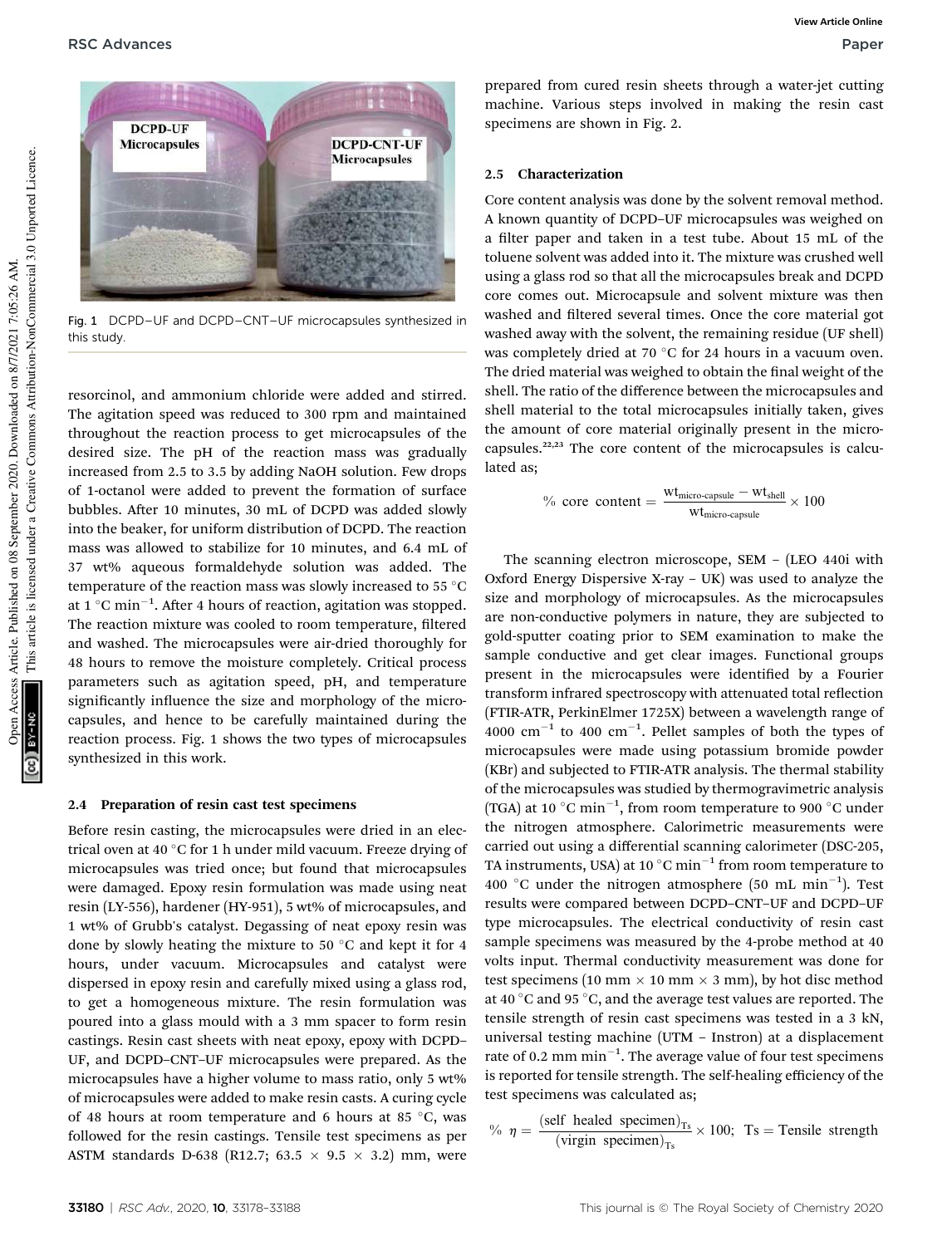Fig. 1 DCPD–UF and DCPD–CNT–UF microcapsules synthesized in this study.

resorcinol, and ammonium chloride were added and stirred. The agitation speed was reduced to 300 rpm and maintained throughout the reaction process to get microcapsules of the desired size. The pH of the reaction mass was gradually increased from 2.5 to 3.5 by adding NaOH solution. Few drops of 1-octanol were added to prevent the formation of surface bubbles. After 10 minutes, 30 mL of DCPD was added slowly into the beaker, for uniform distribution of DCPD. The reaction mass was allowed to stabilize for 10 minutes, and 6.4 mL of 37 wt% aqueous formaldehyde solution was added. The temperature of the reaction mass was slowly increased to 55 °C at 1 °C min$^{-1}$. After 4 hours of reaction, agitation was stopped. The reaction mixture was cooled to room temperature, filtered and washed. The microcapsules were air-dried thoroughly for 48 hours to remove the moisture completely. Critical process parameters such as agitation speed, pH, and temperature significantly influence the size and morphology of the microcapsules, and hence to be carefully maintained during the reaction process. Fig. 1 shows the two types of microcapsules synthesized in this work.

### 2.4 Preparation of resin cast test specimens

Before resin casting, the microcapsules were dried in an electrical oven at 40 °C for 1 h under mild vacuum. Freeze drying of microcapsules was tried once; but found that microcapsules were damaged. Epoxy resin formulation was made using neat resin (LY-556), hardener (HY-951), 5 wt% of microcapsules, and 1 wt% of Grubb's catalyst. Degassing of neat epoxy resin was done by slowly heating the mixture to 50 °C and kept it for 4 hours, under vacuum. Microcapsules and catalyst were dispersed in epoxy resin and carefully mixed using a glass rod, to get a homogeneous mixture. The resin formulation was poured into a glass mould with a 3 mm spacer to form resin castings. Resin cast sheets with neat epoxy, epoxy with DCPD–UF, and DCPD–CNT–UF microcapsules were prepared. As the microcapsules have a higher volume to mass ratio, only 5 wt% of microcapsules were added to make resin casts. A curing cycle of 48 hours at room temperature and 6 hours at 85 °C, was followed for the resin castings. Tensile test specimens as per ASTM standards D-638 (R12.7; 63.5 × 9.5 × 3.2) mm, were prepared from cured resin sheets through a water-jet cutting machine. Various steps involved in making the resin cast specimens are shown in Fig. 2.

### 2.5 Characterization

Core content analysis was done by the solvent removal method. A known quantity of DCPD–UF microcapsules was weighed on a filter paper and taken in a test tube. About 15 mL of the toluene solvent was added into it. The mixture was crushed well using a glass rod so that all the microcapsules break and DCPD core comes out. Microcapsule and solvent mixture was then washed and filtered several times. Once the core material got washed away with the solvent, the remaining residue (UF shell) was completely dried at 70 °C for 24 hours in a vacuum oven. The dried material was weighed to obtain the final weight of the shell. The ratio of the difference between the microcapsules and shell material to the total microcapsules initially taken, gives the amount of core material originally present in the microcapsules.[22,23] The core content of the microcapsules is calculated as;

$$\%\ \text{core content} = \frac{\text{wt}_{\text{micro-capsule}} - \text{wt}_{\text{shell}}}{\text{wt}_{\text{micro-capsule}}} \times 100$$

The scanning electron microscope, SEM – (LEO 440i with Oxford Energy Dispersive X-ray – UK) was used to analyze the size and morphology of microcapsules. As the microcapsules are non-conductive polymers in nature, they are subjected to gold-sputter coating prior to SEM examination to make the sample conductive and get clear images. Functional groups present in the microcapsules were identified by a Fourier transform infrared spectroscopy with attenuated total reflection (FTIR-ATR, PerkinElmer 1725X) between a wavelength range of 4000 cm$^{-1}$ to 400 cm$^{-1}$. Pellet samples of both the types of microcapsules were made using potassium bromide powder (KBr) and subjected to FTIR-ATR analysis. The thermal stability of the microcapsules was studied by thermogravimetric analysis (TGA) at 10 °C min$^{-1}$, from room temperature to 900 °C under the nitrogen atmosphere. Calorimetric measurements were carried out using a differential scanning calorimeter (DSC-205, TA instruments, USA) at 10 °C min$^{-1}$ from room temperature to 400 °C under the nitrogen atmosphere (50 mL min$^{-1}$). Test results were compared between DCPD–CNT–UF and DCPD–UF type microcapsules. The electrical conductivity of resin cast sample specimens was measured by the 4-probe method at 40 volts input. Thermal conductivity measurement was done for test specimens (10 mm × 10 mm × 3 mm), by hot disc method at 40 °C and 95 °C, and the average test values are reported. The tensile strength of resin cast specimens was tested in a 3 kN, universal testing machine (UTM – Instron) at a displacement rate of 0.2 mm min$^{-1}$. The average value of four test specimens is reported for tensile strength. The self-healing efficiency of the test specimens was calculated as;

$$\%\ \eta = \frac{(\text{self healed specimen})_{\text{Ts}}}{(\text{virgin specimen})_{\text{Ts}}} \times 100;\ \ \text{Ts} = \text{Tensile strength}$$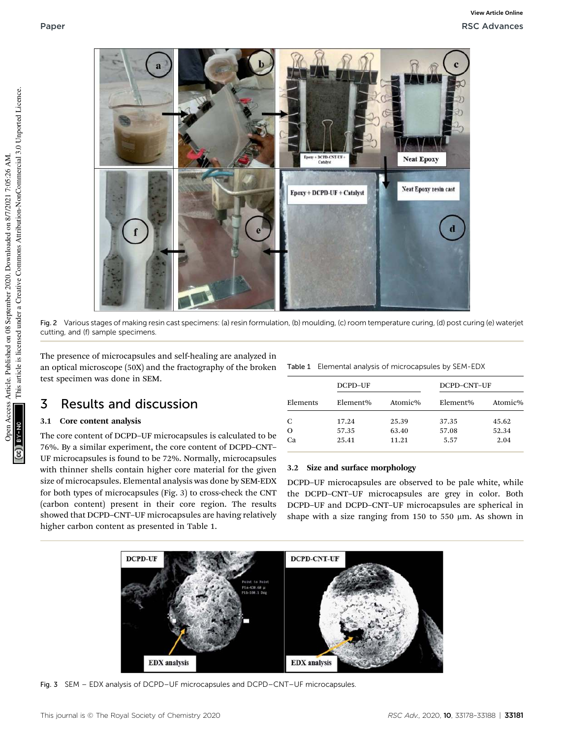Fig. 2 Various stages of making resin cast specimens: (a) resin formulation, (b) moulding, (c) room temperature curing, (d) post curing (e) waterjet cutting, and (f) sample specimens.

The presence of microcapsules and self-healing are analyzed in an optical microscope (50X) and the fractography of the broken test specimen was done in SEM.

## 3 Results and discussion

### 3.1 Core content analysis

The core content of DCPD–UF microcapsules is calculated to be 76%. By a similar experiment, the core content of DCPD–CNT–UF microcapsules is found to be 72%. Normally, microcapsules with thinner shells contain higher core material for the given size of microcapsules. Elemental analysis was done by SEM-EDX for both types of microcapsules (Fig. 3) to cross-check the CNT (carbon content) present in their core region. The results showed that DCPD–CNT–UF microcapsules are having relatively higher carbon content as presented in Table 1.

Table 1 Elemental analysis of microcapsules by SEM-EDX

| | DCPD–UF | | DCPD–CNT–UF | |
|---|---|---|---|---|
| Elements | Element% | Atomic% | Element% | Atomic% |
| C | 17.24 | 25.39 | 37.35 | 45.62 |
| O | 57.35 | 63.40 | 57.08 | 52.34 |
| Ca | 25.41 | 11.21 | 5.57 | 2.04 |

### 3.2 Size and surface morphology

DCPD–UF microcapsules are observed to be pale white, while the DCPD–CNT–UF microcapsules are grey in color. Both DCPD–UF and DCPD–CNT–UF microcapsules are spherical in shape with a size ranging from 150 to 550 μm. As shown in

Fig. 3 SEM – EDX analysis of DCPD–UF microcapsules and DCPD–CNT–UF microcapsules.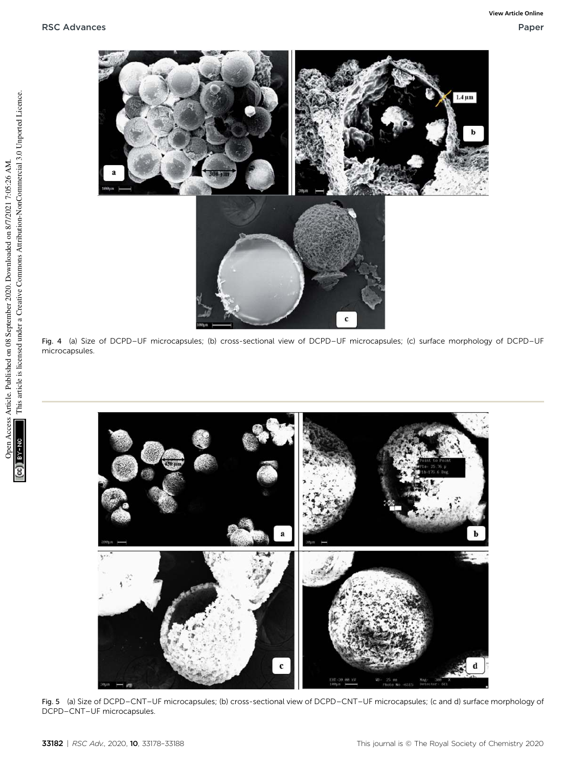Fig. 4 (a) Size of DCPD–UF microcapsules; (b) cross-sectional view of DCPD–UF microcapsules; (c) surface morphology of DCPD–UF microcapsules.

Fig. 5 (a) Size of DCPD–CNT–UF microcapsules; (b) cross-sectional view of DCPD–CNT–UF microcapsules; (c and d) surface morphology of DCPD–CNT–UF microcapsules.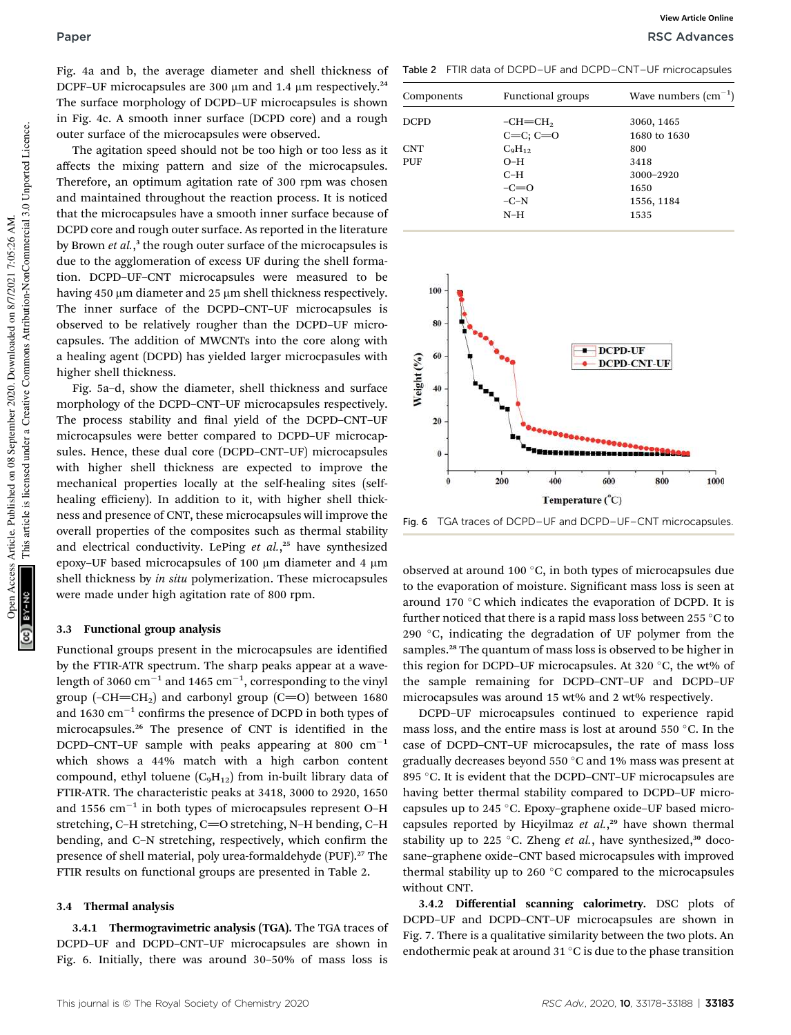Fig. 4a and b, the average diameter and shell thickness of DCPF–UF microcapsules are 300 μm and 1.4 μm respectively.[24] The surface morphology of DCPD–UF microcapsules is shown in Fig. 4c. A smooth inner surface (DCPD core) and a rough outer surface of the microcapsules were observed.

The agitation speed should not be too high or too less as it affects the mixing pattern and size of the microcapsules. Therefore, an optimum agitation rate of 300 rpm was chosen and maintained throughout the reaction process. It is noticed that the microcapsules have a smooth inner surface because of DCPD core and rough outer surface. As reported in the literature by Brown *et al.*,[3] the rough outer surface of the microcapsules is due to the agglomeration of excess UF during the shell formation. DCPD–UF–CNT microcapsules were measured to be having 450 μm diameter and 25 μm shell thickness respectively. The inner surface of the DCPD–CNT–UF microcapsules is observed to be relatively rougher than the DCPD–UF microcapsules. The addition of MWCNTs into the core along with a healing agent (DCPD) has yielded larger microcpasules with higher shell thickness.

Fig. 5a–d, show the diameter, shell thickness and surface morphology of the DCPD–CNT–UF microcapsules respectively. The process stability and final yield of the DCPD–CNT–UF microcapsules were better compared to DCPD–UF microcapsules. Hence, these dual core (DCPD–CNT–UF) microcapsules with higher shell thickness are expected to improve the mechanical properties locally at the self-healing sites (self-healing efficieny). In addition to it, with higher shell thickness and presence of CNT, these microcapsules will improve the overall properties of the composites such as thermal stability and electrical conductivity. LePing *et al.*,[25] have synthesized epoxy–UF based microcapsules of 100 μm diameter and 4 μm shell thickness by *in situ* polymerization. These microcapsules were made under high agitation rate of 800 rpm.

### 3.3 Functional group analysis

Functional groups present in the microcapsules are identified by the FTIR-ATR spectrum. The sharp peaks appear at a wavelength of 3060 cm$^{-1}$ and 1465 cm$^{-1}$, corresponding to the vinyl group (–CH=CH$_2$) and carbonyl group (C=O) between 1680 and 1630 cm$^{-1}$ confirms the presence of DCPD in both types of microcapsules.[26] The presence of CNT is identified in the DCPD–CNT–UF sample with peaks appearing at 800 cm$^{-1}$ which shows a 44% match with a high carbon content compound, ethyl toluene ($C_9H_{12}$) from in-built library data of FTIR-ATR. The characteristic peaks at 3418, 3000 to 2920, 1650 and 1556 cm$^{-1}$ in both types of microcapsules represent O–H stretching, C–H stretching, C=O stretching, N–H bending, C–H bending, and C–N stretching, respectively, which confirm the presence of shell material, poly urea-formaldehyde (PUF).[27] The FTIR results on functional groups are presented in Table 2.

Table 2 FTIR data of DCPD–UF and DCPD–CNT–UF microcapsules

| Components | Functional groups | Wave numbers (cm$^{-1}$) |
|---|---|---|
| DCPD | –CH=CH$_2$ | 3060, 1465 |
| | C=C; C=O | 1680 to 1630 |
| CNT | $C_9H_{12}$ | 800 |
| PUF | O–H | 3418 |
| | C–H | 3000–2920 |
| | –C=O | 1650 |
| | –C–N | 1556, 1184 |
| | N–H | 1535 |

### 3.4 Thermal analysis

**3.4.1 Thermogravimetric analysis (TGA).** The TGA traces of DCPD–UF and DCPD–CNT–UF microcapsules are shown in Fig. 6. Initially, there was around 30–50% of mass loss is observed at around 100 °C, in both types of microcapsules due to the evaporation of moisture. Significant mass loss is seen at around 170 °C which indicates the evaporation of DCPD. It is further noticed that there is a rapid mass loss between 255 °C to 290 °C, indicating the degradation of UF polymer from the samples.[28] The quantum of mass loss is observed to be higher in this region for DCPD–UF microcapsules. At 320 °C, the wt% of the sample remaining for DCPD–CNT–UF and DCPD–UF microcapsules was around 15 wt% and 2 wt% respectively.

Fig. 6 TGA traces of DCPD–UF and DCPD–UF–CNT microcapsules.

DCPD–UF microcapsules continued to experience rapid mass loss, and the entire mass is lost at around 550 °C. In the case of DCPD–CNT–UF microcapsules, the rate of mass loss gradually decreases beyond 550 °C and 1% mass was present at 895 °C. It is evident that the DCPD–CNT–UF microcapsules are having better thermal stability compared to DCPD–UF microcapsules up to 245 °C. Epoxy–graphene oxide–UF based microcapsules reported by Hicyilmaz *et al.*,[29] have shown thermal stability up to 225 °C. Zheng *et al.*, have synthesized,[30] docosane–graphene oxide–CNT based microcapsules with improved thermal stability up to 260 °C compared to the microcapsules without CNT.

**3.4.2 Differential scanning calorimetry.** DSC plots of DCPD–UF and DCPD–CNT–UF microcapsules are shown in Fig. 7. There is a qualitative similarity between the two plots. An endothermic peak at around 31 °C is due to the phase transition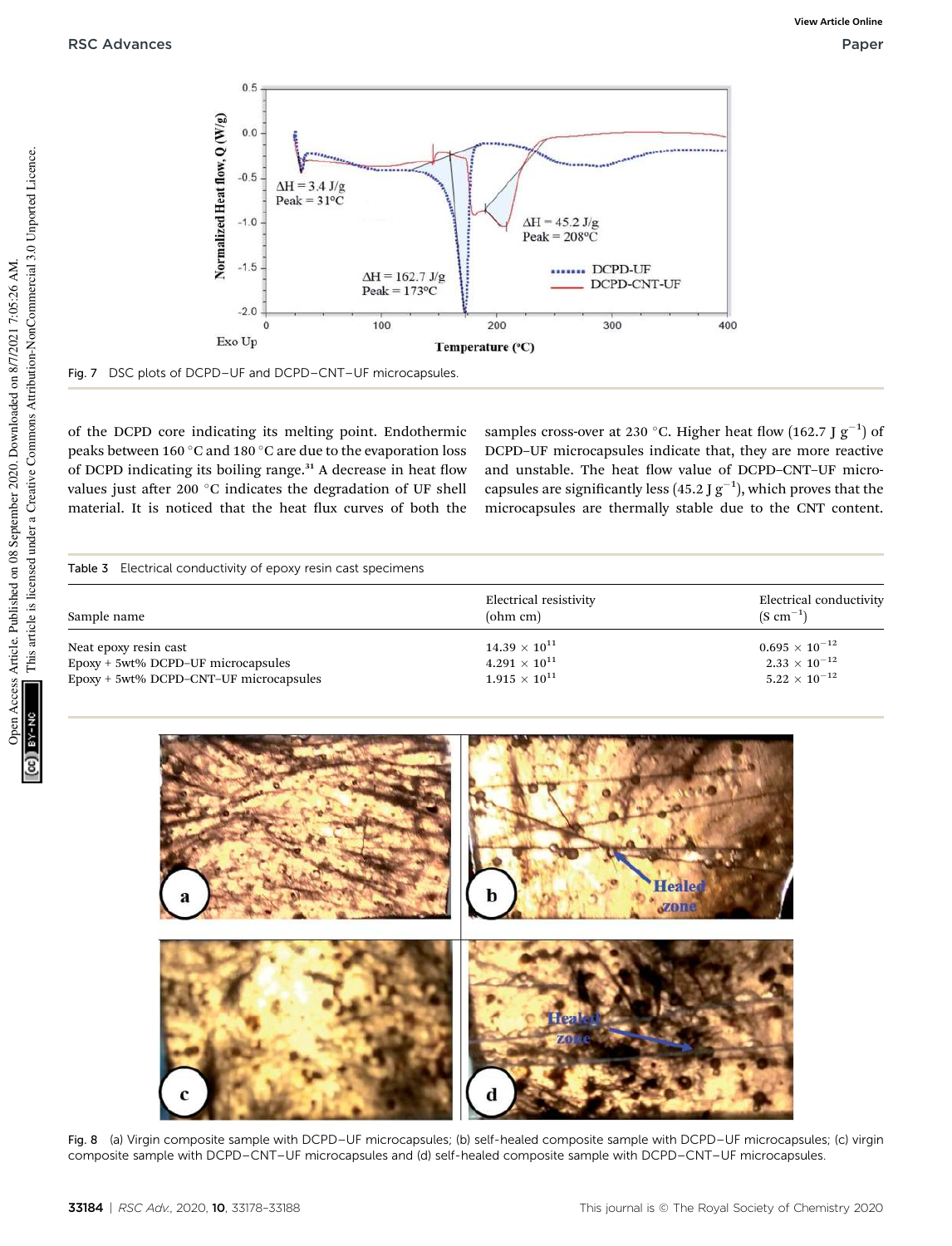Fig. 7 DSC plots of DCPD–UF and DCPD–CNT–UF microcapsules.

of the DCPD core indicating its melting point. Endothermic peaks between 160 °C and 180 °C are due to the evaporation loss of DCPD indicating its boiling range.[31] A decrease in heat flow values just after 200 °C indicates the degradation of UF shell material. It is noticed that the heat flux curves of both the samples cross-over at 230 °C. Higher heat flow (162.7 J $g^{-1}$) of DCPD–UF microcapsules indicate that, they are more reactive and unstable. The heat flow value of DCPD–CNT–UF microcapsules are significantly less (45.2 J $g^{-1}$), which proves that the microcapsules are thermally stable due to the CNT content.

Table 3 Electrical conductivity of epoxy resin cast specimens

| Sample name | Electrical resistivity (ohm cm) | Electrical conductivity (S $cm^{-1}$) |
| --- | --- | --- |
| Neat epoxy resin cast | $14.39 \times 10^{11}$ | $0.695 \times 10^{-12}$ |
| Epoxy + 5wt% DCPD–UF microcapsules | $4.291 \times 10^{11}$ | $2.33 \times 10^{-12}$ |
| Epoxy + 5wt% DCPD–CNT–UF microcapsules | $1.915 \times 10^{11}$ | $5.22 \times 10^{-12}$ |

Fig. 8 (a) Virgin composite sample with DCPD–UF microcapsules; (b) self-healed composite sample with DCPD–UF microcapsules; (c) virgin composite sample with DCPD–CNT–UF microcapsules and (d) self-healed composite sample with DCPD–CNT–UF microcapsules.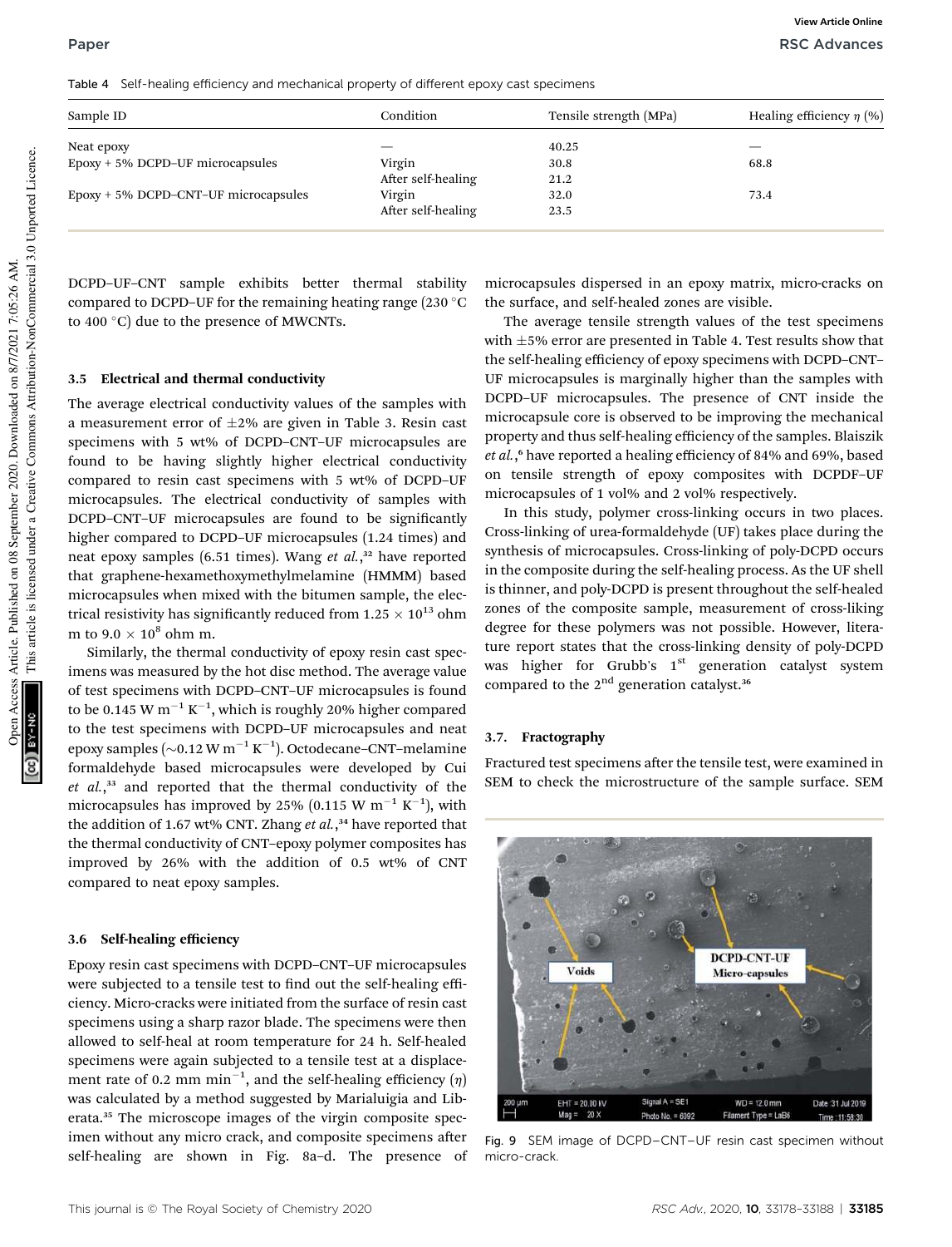Table 4 Self-healing efficiency and mechanical property of different epoxy cast specimens

| Sample ID | Condition | Tensile strength (MPa) | Healing efficiency $\eta$ (%) |
|---|---|---|---|
| Neat epoxy | — | 40.25 | — |
| Epoxy + 5% DCPD–UF microcapsules | Virgin | 30.8 | 68.8 |
| | After self-healing | 21.2 | |
| Epoxy + 5% DCPD–CNT–UF microcapsules | Virgin | 32.0 | 73.4 |
| | After self-healing | 23.5 | |

DCPD–UF–CNT sample exhibits better thermal stability compared to DCPD–UF for the remaining heating range (230 °C to 400 °C) due to the presence of MWCNTs.

### 3.5 Electrical and thermal conductivity

The average electrical conductivity values of the samples with a measurement error of ±2% are given in Table 3. Resin cast specimens with 5 wt% of DCPD–CNT–UF microcapsules are found to be having slightly higher electrical conductivity compared to resin cast specimens with 5 wt% of DCPD–UF microcapsules. The electrical conductivity of samples with DCPD–CNT–UF microcapsules are found to be significantly higher compared to DCPD–UF microcapsules (1.24 times) and neat epoxy samples (6.51 times). Wang *et al.*,[32] have reported that graphene-hexamethoxymethylmelamine (HMMM) based microcapsules when mixed with the bitumen sample, the electrical resistivity has significantly reduced from $1.25 \times 10^{13}$ ohm m to $9.0 \times 10^{8}$ ohm m.

Similarly, the thermal conductivity of epoxy resin cast specimens was measured by the hot disc method. The average value of test specimens with DCPD–CNT–UF microcapsules is found to be 0.145 W $m^{-1}$ $K^{-1}$, which is roughly 20% higher compared to the test specimens with DCPD–UF microcapsules and neat epoxy samples (~0.12 W $m^{-1}$ $K^{-1}$). Octodecane–CNT–melamine formaldehyde based microcapsules were developed by Cui *et al.*,[33] and reported that the thermal conductivity of the microcapsules has improved by 25% (0.115 W $m^{-1}$ $K^{-1}$), with the addition of 1.67 wt% CNT. Zhang *et al.*,[34] have reported that the thermal conductivity of CNT–epoxy polymer composites has improved by 26% with the addition of 0.5 wt% of CNT compared to neat epoxy samples.

### 3.6 Self-healing efficiency

Epoxy resin cast specimens with DCPD–CNT–UF microcapsules were subjected to a tensile test to find out the self-healing efficiency. Micro-cracks were initiated from the surface of resin cast specimens using a sharp razor blade. The specimens were then allowed to self-heal at room temperature for 24 h. Self-healed specimens were again subjected to a tensile test at a displacement rate of 0.2 mm $min^{-1}$, and the self-healing efficiency ($\eta$) was calculated by a method suggested by Marialuigia and Liberata.[35] The microscope images of the virgin composite specimen without any micro crack, and composite specimens after self-healing are shown in Fig. 8a–d. The presence of microcapsules dispersed in an epoxy matrix, micro-cracks on the surface, and self-healed zones are visible.

The average tensile strength values of the test specimens with ±5% error are presented in Table 4. Test results show that the self-healing efficiency of epoxy specimens with DCPD–CNT–UF microcapsules is marginally higher than the samples with DCPD–UF microcapsules. The presence of CNT inside the microcapsule core is observed to be improving the mechanical property and thus self-healing efficiency of the samples. Blaiszik *et al.*,[6] have reported a healing efficiency of 84% and 69%, based on tensile strength of epoxy composites with DCPDF–UF microcapsules of 1 vol% and 2 vol% respectively.

In this study, polymer cross-linking occurs in two places. Cross-linking of urea-formaldehyde (UF) takes place during the synthesis of microcapsules. Cross-linking of poly-DCPD occurs in the composite during the self-healing process. As the UF shell is thinner, and poly-DCPD is present throughout the self-healed zones of the composite sample, measurement of cross-liking degree for these polymers was not possible. However, literature report states that the cross-linking density of poly-DCPD was higher for Grubb's 1st generation catalyst system compared to the 2nd generation catalyst.[36]

### 3.7. Fractography

Fractured test specimens after the tensile test, were examined in SEM to check the microstructure of the sample surface. SEM

Fig. 9 SEM image of DCPD–CNT–UF resin cast specimen without micro-crack.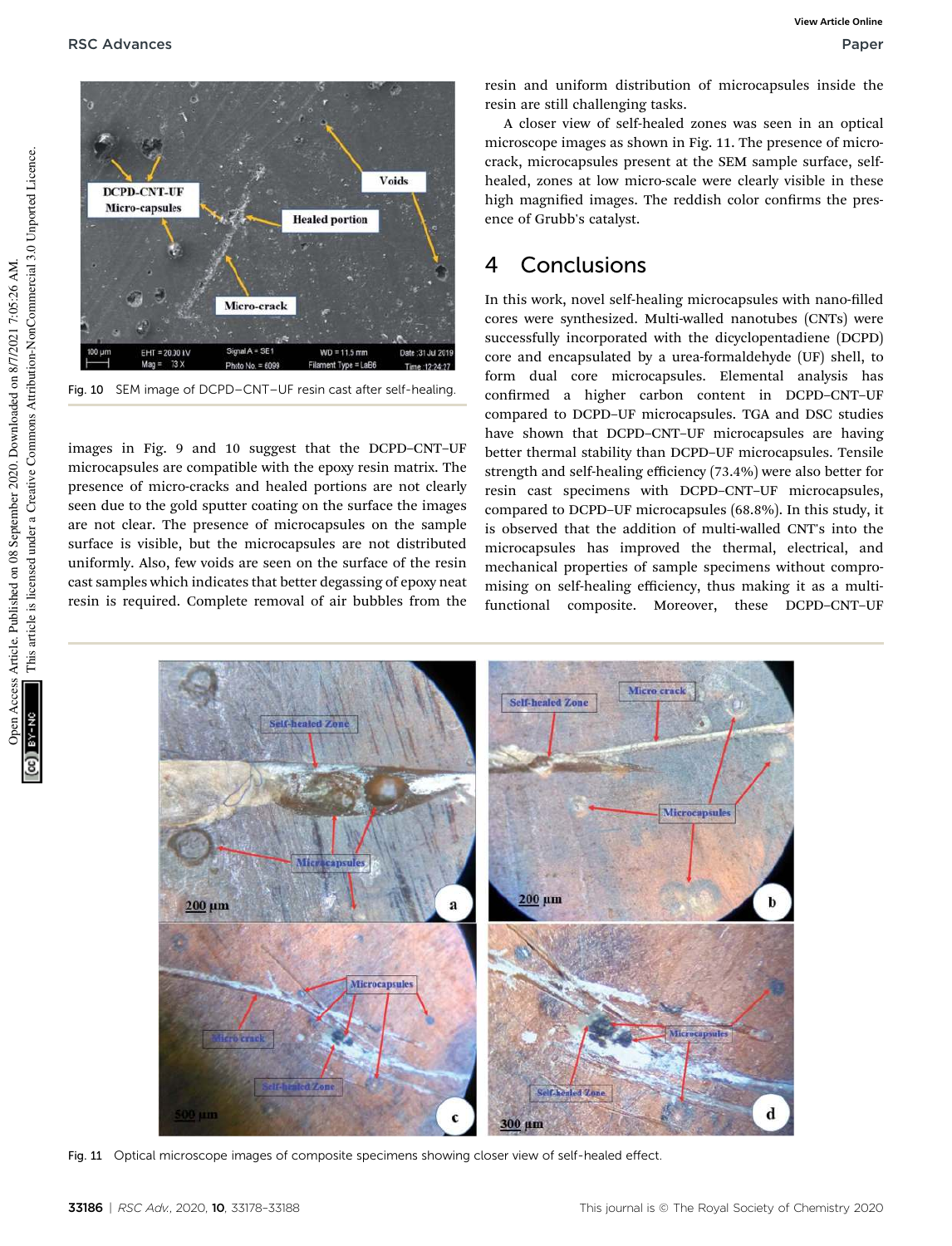Fig. 10 SEM image of DCPD–CNT–UF resin cast after self-healing.

images in Fig. 9 and 10 suggest that the DCPD–CNT–UF microcapsules are compatible with the epoxy resin matrix. The presence of micro-cracks and healed portions are not clearly seen due to the gold sputter coating on the surface the images are not clear. The presence of microcapsules on the sample surface is visible, but the microcapsules are not distributed uniformly. Also, few voids are seen on the surface of the resin cast samples which indicates that better degassing of epoxy neat resin is required. Complete removal of air bubbles from the resin and uniform distribution of microcapsules inside the resin are still challenging tasks.

A closer view of self-healed zones was seen in an optical microscope images as shown in Fig. 11. The presence of micro-crack, microcapsules present at the SEM sample surface, self-healed, zones at low micro-scale were clearly visible in these high magnified images. The reddish color confirms the presence of Grubb's catalyst.

## 4 Conclusions

In this work, novel self-healing microcapsules with nano-filled cores were synthesized. Multi-walled nanotubes (CNTs) were successfully incorporated with the dicyclopentadiene (DCPD) core and encapsulated by a urea-formaldehyde (UF) shell, to form dual core microcapsules. Elemental analysis has confirmed a higher carbon content in DCPD–CNT–UF compared to DCPD–UF microcapsules. TGA and DSC studies have shown that DCPD–CNT–UF microcapsules are having better thermal stability than DCPD–UF microcapsules. Tensile strength and self-healing efficiency (73.4%) were also better for resin cast specimens with DCPD–CNT–UF microcapsules, compared to DCPD–UF microcapsules (68.8%). In this study, it is observed that the addition of multi-walled CNT's into the microcapsules has improved the thermal, electrical, and mechanical properties of sample specimens without compromising on self-healing efficiency, thus making it as a multi-functional composite. Moreover, these DCPD–CNT–UF

Fig. 11 Optical microscope images of composite specimens showing closer view of self-healed effect.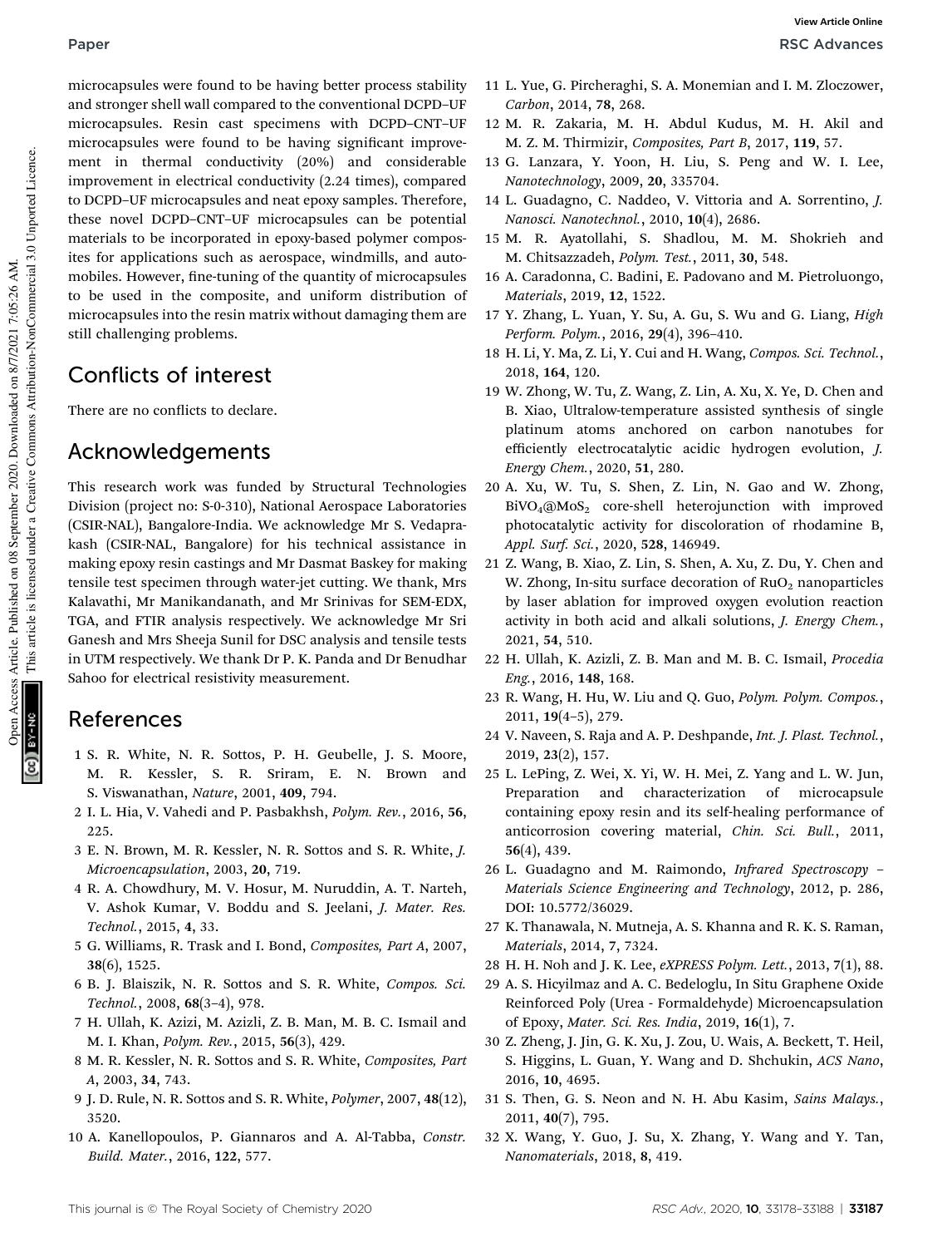microcapsules were found to be having better process stability and stronger shell wall compared to the conventional DCPD–UF microcapsules. Resin cast specimens with DCPD–CNT–UF microcapsules were found to be having significant improvement in thermal conductivity (20%) and considerable improvement in electrical conductivity (2.24 times), compared to DCPD–UF microcapsules and neat epoxy samples. Therefore, these novel DCPD–CNT–UF microcapsules can be potential materials to be incorporated in epoxy-based polymer composites for applications such as aerospace, windmills, and automobiles. However, fine-tuning of the quantity of microcapsules to be used in the composite, and uniform distribution of microcapsules into the resin matrix without damaging them are still challenging problems.

## Conflicts of interest

There are no conflicts to declare.

## Acknowledgements

This research work was funded by Structural Technologies Division (project no: S-0-310), National Aerospace Laboratories (CSIR-NAL), Bangalore-India. We acknowledge Mr S. Vedaprakash (CSIR-NAL, Bangalore) for his technical assistance in making epoxy resin castings and Mr Dasmat Baskey for making tensile test specimen through water-jet cutting. We thank, Mrs Kalavathi, Mr Manikandanath, and Mr Srinivas for SEM-EDX, TGA, and FTIR analysis respectively. We acknowledge Mr Sri Ganesh and Mrs Sheeja Sunil for DSC analysis and tensile tests in UTM respectively. We thank Dr P. K. Panda and Dr Benudhar Sahoo for electrical resistivity measurement.

## References

1 S. R. White, N. R. Sottos, P. H. Geubelle, J. S. Moore, M. R. Kessler, S. R. Sriram, E. N. Brown and S. Viswanathan, *Nature*, 2001, **409**, 794.

2 I. L. Hia, V. Vahedi and P. Pasbakhsh, *Polym. Rev.*, 2016, **56**, 225.

3 E. N. Brown, M. R. Kessler, N. R. Sottos and S. R. White, *J. Microencapsulation*, 2003, **20**, 719.

4 R. A. Chowdhury, M. V. Hosur, M. Nuruddin, A. T. Narteh, V. Ashok Kumar, V. Boddu and S. Jeelani, *J. Mater. Res. Technol.*, 2015, **4**, 33.

5 G. Williams, R. Trask and I. Bond, *Composites, Part A*, 2007, **38**(6), 1525.

6 B. J. Blaiszik, N. R. Sottos and S. R. White, *Compos. Sci. Technol.*, 2008, **68**(3–4), 978.

7 H. Ullah, K. Azizi, M. Azizli, Z. B. Man, M. B. C. Ismail and M. I. Khan, *Polym. Rev.*, 2015, **56**(3), 429.

8 M. R. Kessler, N. R. Sottos and S. R. White, *Composites, Part A*, 2003, **34**, 743.

9 J. D. Rule, N. R. Sottos and S. R. White, *Polymer*, 2007, **48**(12), 3520.

10 A. Kanellopoulos, P. Giannaros and A. Al-Tabba, *Constr. Build. Mater.*, 2016, **122**, 577.

11 L. Yue, G. Pircheraghi, S. A. Monemian and I. M. Zloczower, *Carbon*, 2014, **78**, 268.

12 M. R. Zakaria, M. H. Abdul Kudus, M. H. Akil and M. Z. M. Thirmizir, *Composites, Part B*, 2017, **119**, 57.

13 G. Lanzara, Y. Yoon, H. Liu, S. Peng and W. I. Lee, *Nanotechnology*, 2009, **20**, 335704.

14 L. Guadagno, C. Naddeo, V. Vittoria and A. Sorrentino, *J. Nanosci. Nanotechnol.*, 2010, **10**(4), 2686.

15 M. R. Ayatollahi, S. Shadlou, M. M. Shokrieh and M. Chitsazzadeh, *Polym. Test.*, 2011, **30**, 548.

16 A. Caradonna, C. Badini, E. Padovano and M. Pietroluongo, *Materials*, 2019, **12**, 1522.

17 Y. Zhang, L. Yuan, Y. Su, A. Gu, S. Wu and G. Liang, *High Perform. Polym.*, 2016, **29**(4), 396–410.

18 H. Li, Y. Ma, Z. Li, Y. Cui and H. Wang, *Compos. Sci. Technol.*, 2018, **164**, 120.

19 W. Zhong, W. Tu, Z. Wang, Z. Lin, A. Xu, X. Ye, D. Chen and B. Xiao, Ultralow-temperature assisted synthesis of single platinum atoms anchored on carbon nanotubes for efficiently electrocatalytic acidic hydrogen evolution, *J. Energy Chem.*, 2020, **51**, 280.

20 A. Xu, W. Tu, S. Shen, Z. Lin, N. Gao and W. Zhong, $BiVO_4@MoS_2$ core-shell heterojunction with improved photocatalytic activity for discoloration of rhodamine B, *Appl. Surf. Sci.*, 2020, **528**, 146949.

21 Z. Wang, B. Xiao, Z. Lin, S. Shen, A. Xu, Z. Du, Y. Chen and W. Zhong, In-situ surface decoration of $RuO_2$ nanoparticles by laser ablation for improved oxygen evolution reaction activity in both acid and alkali solutions, *J. Energy Chem.*, 2021, **54**, 510.

22 H. Ullah, K. Azizli, Z. B. Man and M. B. C. Ismail, *Procedia Eng.*, 2016, **148**, 168.

23 R. Wang, H. Hu, W. Liu and Q. Guo, *Polym. Polym. Compos.*, 2011, **19**(4–5), 279.

24 V. Naveen, S. Raja and A. P. Deshpande, *Int. J. Plast. Technol.*, 2019, **23**(2), 157.

25 L. LePing, Z. Wei, X. Yi, W. H. Mei, Z. Yang and L. W. Jun, Preparation and characterization of microcapsule containing epoxy resin and its self-healing performance of anticorrosion covering material, *Chin. Sci. Bull.*, 2011, **56**(4), 439.

26 L. Guadagno and M. Raimondo, *Infrared Spectroscopy – Materials Science Engineering and Technology*, 2012, p. 286, DOI: 10.5772/36029.

27 K. Thanawala, N. Mutneja, A. S. Khanna and R. K. S. Raman, *Materials*, 2014, **7**, 7324.

28 H. H. Noh and J. K. Lee, *eXPRESS Polym. Lett.*, 2013, **7**(1), 88.

29 A. S. Hicyilmaz and A. C. Bedeloglu, In Situ Graphene Oxide Reinforced Poly (Urea - Formaldehyde) Microencapsulation of Epoxy, *Mater. Sci. Res. India*, 2019, **16**(1), 7.

30 Z. Zheng, J. Jin, G. K. Xu, J. Zou, U. Wais, A. Beckett, T. Heil, S. Higgins, L. Guan, Y. Wang and D. Shchukin, *ACS Nano*, 2016, **10**, 4695.

31 S. Then, G. S. Neon and N. H. Abu Kasim, *Sains Malays.*, 2011, **40**(7), 795.

32 X. Wang, Y. Guo, J. Su, X. Zhang, Y. Wang and Y. Tan, *Nanomaterials*, 2018, **8**, 419.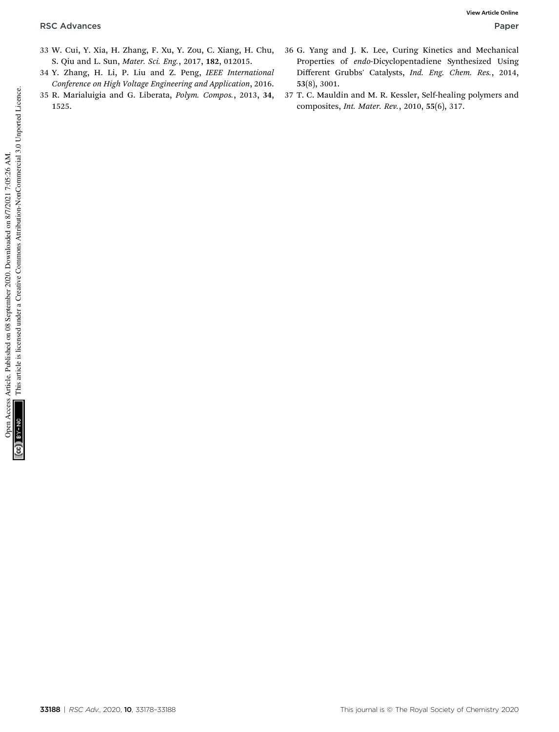33 W. Cui, Y. Xia, H. Zhang, F. Xu, Y. Zou, C. Xiang, H. Chu, S. Qiu and L. Sun, *Mater. Sci. Eng.*, 2017, **182**, 012015.

34 Y. Zhang, H. Li, P. Liu and Z. Peng, *IEEE International Conference on High Voltage Engineering and Application*, 2016.

35 R. Marialuigia and G. Liberata, *Polym. Compos.*, 2013, **34**, 1525.

36 G. Yang and J. K. Lee, Curing Kinetics and Mechanical Properties of *endo*-Dicyclopentadiene Synthesized Using Different Grubbs' Catalysts, *Ind. Eng. Chem. Res.*, 2014, **53**(8), 3001.

37 T. C. Mauldin and M. R. Kessler, Self-healing polymers and composites, *Int. Mater. Rev.*, 2010, **55**(6), 317.